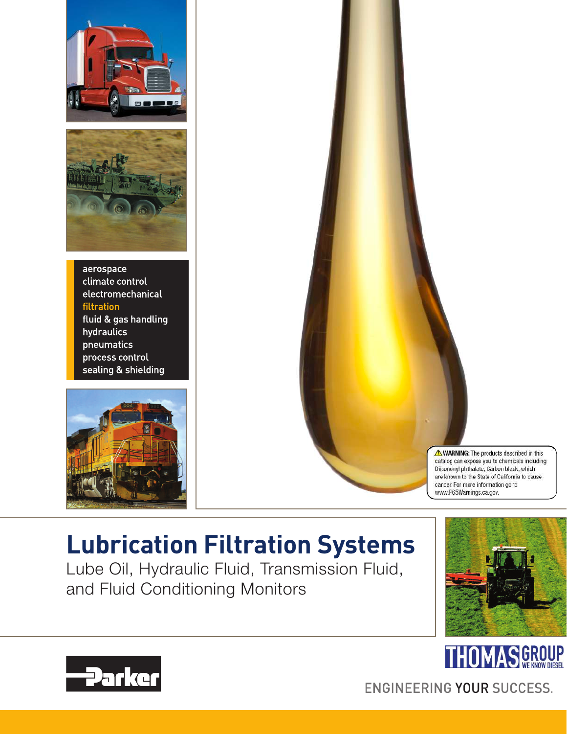aerospace
climate control
electromechanical
filtration
fluid & gas handling
hydraulics
pneumatics
process control
sealing & shielding

⚠ **WARNING:** The products described in this catalog can expose you to chemicals including Diisononyl phthalate, Carbon black, which are known to the State of California to cause cancer. For more information go to www.P65Warnings.ca.gov.

# Lubrication Filtration Systems

Lube Oil, Hydraulic Fluid, Transmission Fluid, and Fluid Conditioning Monitors

Parker

THOMAS GROUP
WE KNOW DIESEL

ENGINEERING YOUR SUCCESS.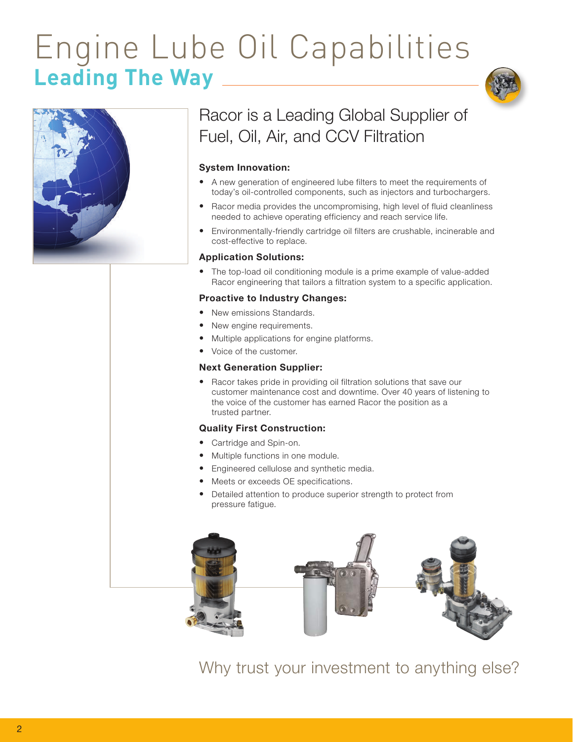# Engine Lube Oil Capabilities

## Leading The Way

## Racor is a Leading Global Supplier of Fuel, Oil, Air, and CCV Filtration

**System Innovation:**

- A new generation of engineered lube filters to meet the requirements of today's oil-controlled components, such as injectors and turbochargers.
- Racor media provides the uncompromising, high level of fluid cleanliness needed to achieve operating efficiency and reach service life.
- Environmentally-friendly cartridge oil filters are crushable, incinerable and cost-effective to replace.

**Application Solutions:**

- The top-load oil conditioning module is a prime example of value-added Racor engineering that tailors a filtration system to a specific application.

**Proactive to Industry Changes:**

- New emissions Standards.
- New engine requirements.
- Multiple applications for engine platforms.
- Voice of the customer.

**Next Generation Supplier:**

- Racor takes pride in providing oil filtration solutions that save our customer maintenance cost and downtime. Over 40 years of listening to the voice of the customer has earned Racor the position as a trusted partner.

**Quality First Construction:**

- Cartridge and Spin-on.
- Multiple functions in one module.
- Engineered cellulose and synthetic media.
- Meets or exceeds OE specifications.
- Detailed attention to produce superior strength to protect from pressure fatigue.

Why trust your investment to anything else?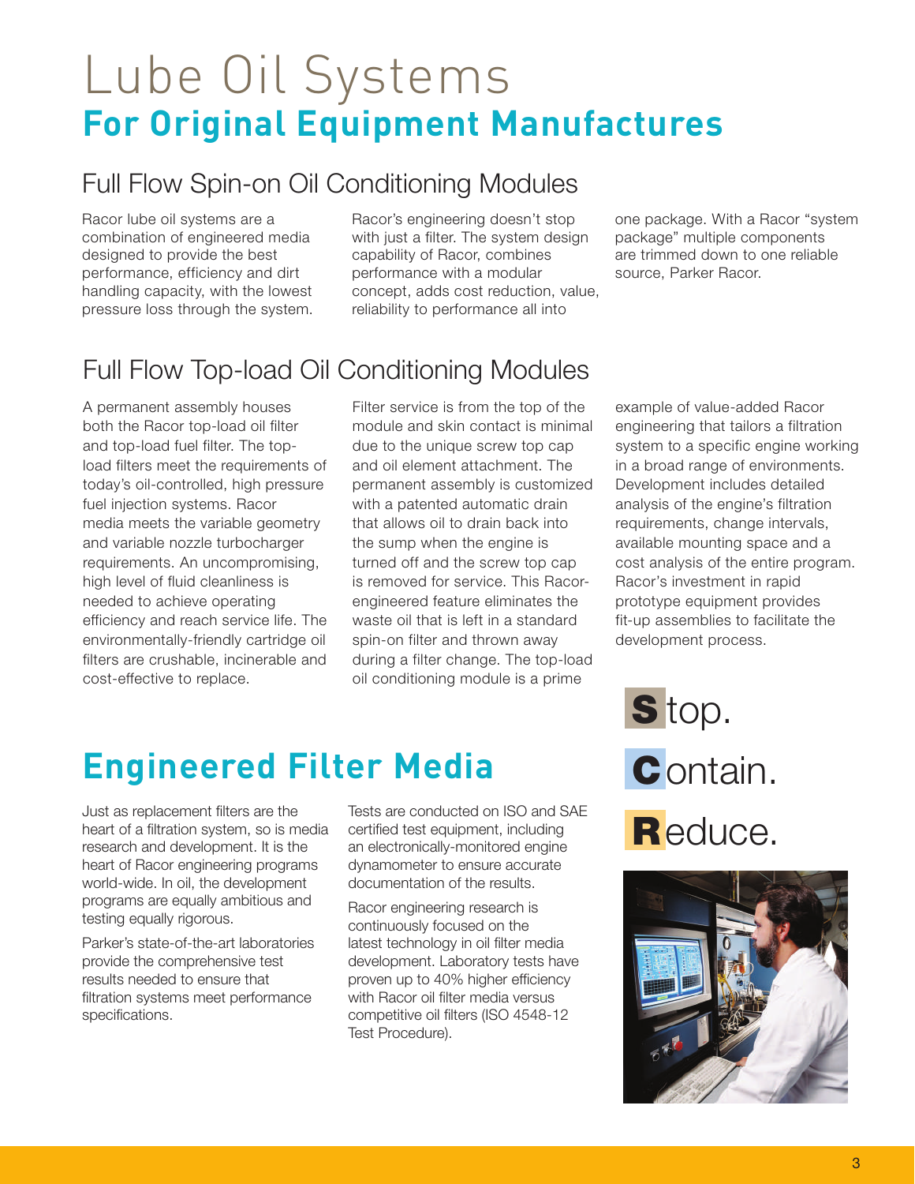# Lube Oil Systems

## For Original Equipment Manufactures

### Full Flow Spin-on Oil Conditioning Modules

Racor lube oil systems are a combination of engineered media designed to provide the best performance, efficiency and dirt handling capacity, with the lowest pressure loss through the system.

Racor's engineering doesn't stop with just a filter. The system design capability of Racor, combines performance with a modular concept, adds cost reduction, value, reliability to performance all into one package. With a Racor "system package" multiple components are trimmed down to one reliable source, Parker Racor.

### Full Flow Top-load Oil Conditioning Modules

A permanent assembly houses both the Racor top-load oil filter and top-load fuel filter. The top-load filters meet the requirements of today's oil-controlled, high pressure fuel injection systems. Racor media meets the variable geometry and variable nozzle turbocharger requirements. An uncompromising, high level of fluid cleanliness is needed to achieve operating efficiency and reach service life. The environmentally-friendly cartridge oil filters are crushable, incinerable and cost-effective to replace.

Filter service is from the top of the module and skin contact is minimal due to the unique screw top cap and oil element attachment. The permanent assembly is customized with a patented automatic drain that allows oil to drain back into the sump when the engine is turned off and the screw top cap is removed for service. This Racor-engineered feature eliminates the waste oil that is left in a standard spin-on filter and thrown away during a filter change. The top-load oil conditioning module is a prime example of value-added Racor engineering that tailors a filtration system to a specific engine working in a broad range of environments. Development includes detailed analysis of the engine's filtration requirements, change intervals, available mounting space and a cost analysis of the entire program. Racor's investment in rapid prototype equipment provides fit-up assemblies to facilitate the development process.

**S**top.
**C**ontain.
**R**educe.

## Engineered Filter Media

Just as replacement filters are the heart of a filtration system, so is media research and development. It is the heart of Racor engineering programs world-wide. In oil, the development programs are equally ambitious and testing equally rigorous.

Parker's state-of-the-art laboratories provide the comprehensive test results needed to ensure that filtration systems meet performance specifications.

Tests are conducted on ISO and SAE certified test equipment, including an electronically-monitored engine dynamometer to ensure accurate documentation of the results.

Racor engineering research is continuously focused on the latest technology in oil filter media development. Laboratory tests have proven up to 40% higher efficiency with Racor oil filter media versus competitive oil filters (ISO 4548-12 Test Procedure).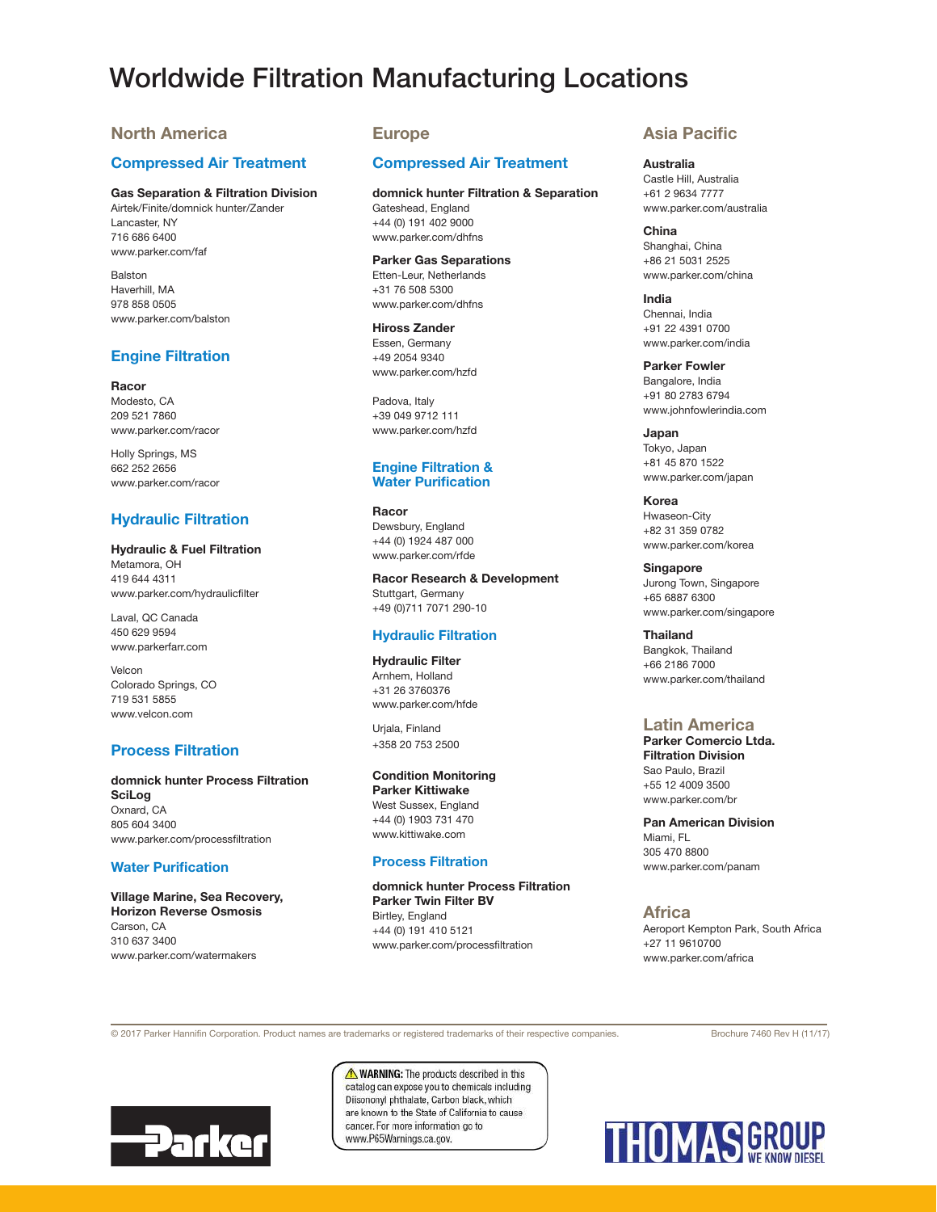# Worldwide Filtration Manufacturing Locations

## North America

### Compressed Air Treatment

**Gas Separation & Filtration Division**
Airtek/Finite/domnick hunter/Zander
Lancaster, NY
716 686 6400
www.parker.com/faf

Balston
Haverhill, MA
978 858 0505
www.parker.com/balston

### Engine Filtration

**Racor**
Modesto, CA
209 521 7860
www.parker.com/racor

Holly Springs, MS
662 252 2656
www.parker.com/racor

### Hydraulic Filtration

**Hydraulic & Fuel Filtration**
Metamora, OH
419 644 4311
www.parker.com/hydraulicfilter

Laval, QC Canada
450 629 9594
www.parkerfarr.com

Velcon
Colorado Springs, CO
719 531 5855
www.velcon.com

### Process Filtration

**domnick hunter Process Filtration SciLog**
Oxnard, CA
805 604 3400
www.parker.com/processfiltration

### Water Purification

**Village Marine, Sea Recovery, Horizon Reverse Osmosis**
Carson, CA
310 637 3400
www.parker.com/watermakers

## Europe

### Compressed Air Treatment

**domnick hunter Filtration & Separation**
Gateshead, England
+44 (0) 191 402 9000
www.parker.com/dhfns

**Parker Gas Separations**
Etten-Leur, Netherlands
+31 76 508 5300
www.parker.com/dhfns

**Hiross Zander**
Essen, Germany
+49 2054 9340
www.parker.com/hzfd

Padova, Italy
+39 049 9712 111
www.parker.com/hzfd

### Engine Filtration & Water Purification

**Racor**
Dewsbury, England
+44 (0) 1924 487 000
www.parker.com/rfde

**Racor Research & Development**
Stuttgart, Germany
+49 (0)711 7071 290-10

### Hydraulic Filtration

**Hydraulic Filter**
Arnhem, Holland
+31 26 3760376
www.parker.com/hfde

Urjala, Finland
+358 20 753 2500

**Condition Monitoring Parker Kittiwake**
West Sussex, England
+44 (0) 1903 731 470
www.kittiwake.com

### Process Filtration

**domnick hunter Process Filtration Parker Twin Filter BV**
Birtley, England
+44 (0) 191 410 5121
www.parker.com/processfiltration

## Asia Pacific

**Australia**
Castle Hill, Australia
+61 2 9634 7777
www.parker.com/australia

**China**
Shanghai, China
+86 21 5031 2525
www.parker.com/china

**India**
Chennai, India
+91 22 4391 0700
www.parker.com/india

**Parker Fowler**
Bangalore, India
+91 80 2783 6794
www.johnfowlerindia.com

**Japan**
Tokyo, Japan
+81 45 870 1522
www.parker.com/japan

**Korea**
Hwaseon-City
+82 31 359 0782
www.parker.com/korea

**Singapore**
Jurong Town, Singapore
+65 6887 6300
www.parker.com/singapore

**Thailand**
Bangkok, Thailand
+66 2186 7000
www.parker.com/thailand

## Latin America

**Parker Comercio Ltda. Filtration Division**
Sao Paulo, Brazil
+55 12 4009 3500
www.parker.com/br

**Pan American Division**
Miami, FL
305 470 8800
www.parker.com/panam

## Africa

Aeroport Kempton Park, South Africa
+27 11 9610700
www.parker.com/africa

© 2017 Parker Hannifin Corporation. Product names are trademarks or registered trademarks of their respective companies.

Brochure 7460 Rev H (11/17)

Parker

⚠ **WARNING:** The products described in this catalog can expose you to chemicals including Diisononyl phthalate, Carbon black, which are known to the State of California to cause cancer. For more information go to www.P65Warnings.ca.gov.

THOMAS GROUP
WE KNOW DIESEL